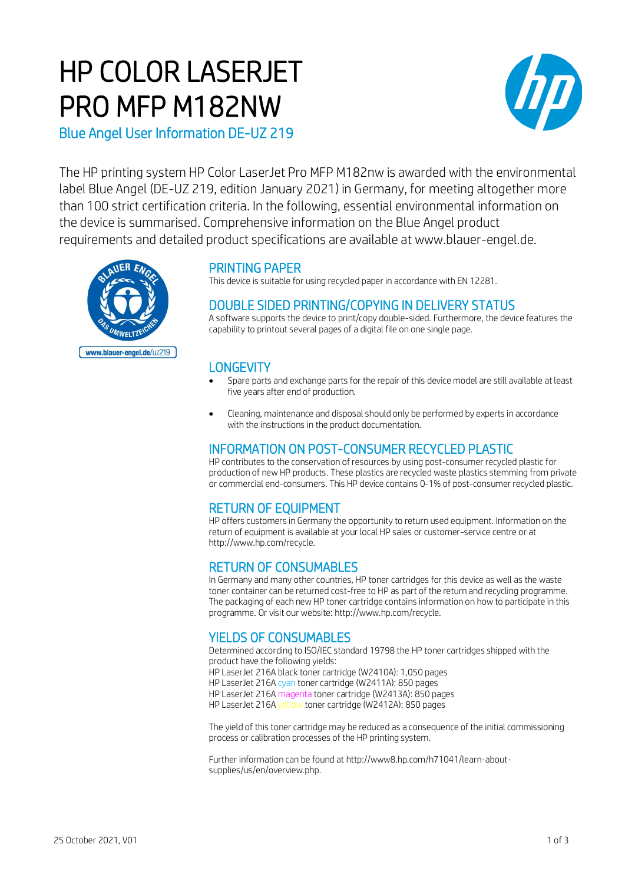# HP COLOR LASERJET PRO MFP M182NW

Blue Angel User Information DE-UZ 219

The HP printing system HP Color LaserJet Pro MFP M182nw is awarded with the environmental label Blue Angel (DE-UZ 219, edition January 2021) in Germany, for meeting altogether more than 100 strict certification criteria. In the following, essential environmental information on the device is summarised. Comprehensive information on the Blue Angel product requirements and detailed product specifications are available at www.blauer-engel.de.

www.blauer-engel.de/uz219

## PRINTING PAPER

This device is suitable for using recycled paper in accordance with EN 12281.

## DOUBLE SIDED PRINTING/COPYING IN DELIVERY STATUS

A software supports the device to print/copy double-sided. Furthermore, the device features the capability to printout several pages of a digital file on one single page.

## LONGEVITY

- Spare parts and exchange parts for the repair of this device model are still available at least five years after end of production.
- Cleaning, maintenance and disposal should only be performed by experts in accordance with the instructions in the product documentation.

## INFORMATION ON POST-CONSUMER RECYCLED PLASTIC

HP contributes to the conservation of resources by using post-consumer recycled plastic for production of new HP products. These plastics are recycled waste plastics stemming from private or commercial end-consumers. This HP device contains 0-1% of post-consumer recycled plastic.

## RETURN OF EQUIPMENT

HP offers customers in Germany the opportunity to return used equipment. Information on the return of equipment is available at your local HP sales or customer-service centre or at http://www.hp.com/recycle.

## RETURN OF CONSUMABLES

In Germany and many other countries, HP toner cartridges for this device as well as the waste toner container can be returned cost-free to HP as part of the return and recycling programme. The packaging of each new HP toner cartridge contains information on how to participate in this programme. Or visit our website: http://www.hp.com/recycle.

## YIELDS OF CONSUMABLES

Determined according to ISO/IEC standard 19798 the HP toner cartridges shipped with the product have the following yields:
HP LaserJet 216A black toner cartridge (W2410A): 1,050 pages
HP LaserJet 216A cyan toner cartridge (W2411A): 850 pages
HP LaserJet 216A magenta toner cartridge (W2413A): 850 pages
HP LaserJet 216A yellow toner cartridge (W2412A): 850 pages

The yield of this toner cartridge may be reduced as a consequence of the initial commissioning process or calibration processes of the HP printing system.

Further information can be found at http://www8.hp.com/h71041/learn-about-supplies/us/en/overview.php.

25 October 2021, V01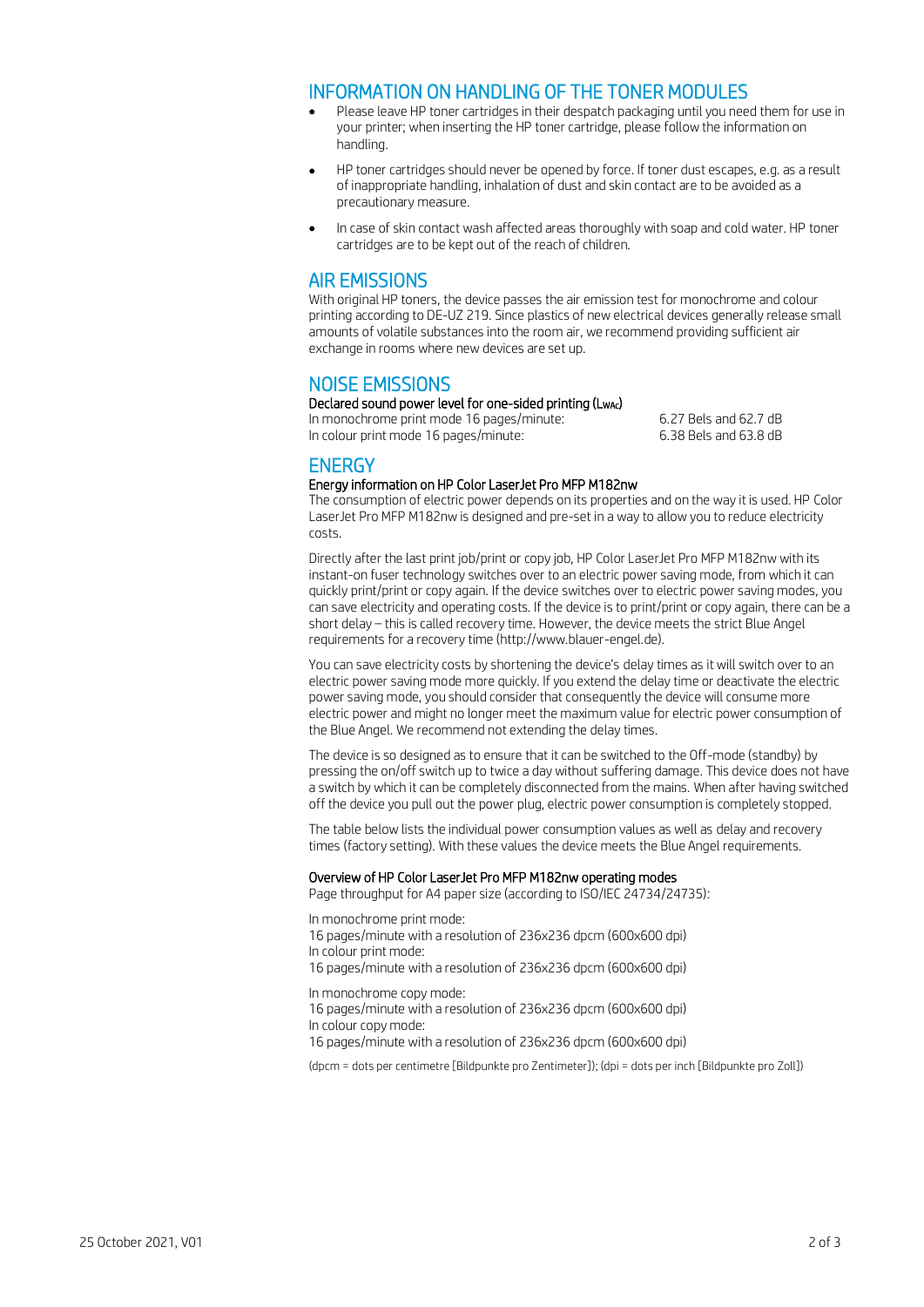## INFORMATION ON HANDLING OF THE TONER MODULES

- Please leave HP toner cartridges in their despatch packaging until you need them for use in your printer; when inserting the HP toner cartridge, please follow the information on handling.
- HP toner cartridges should never be opened by force. If toner dust escapes, e.g. as a result of inappropriate handling, inhalation of dust and skin contact are to be avoided as a precautionary measure.
- In case of skin contact wash affected areas thoroughly with soap and cold water. HP toner cartridges are to be kept out of the reach of children.

## AIR EMISSIONS

With original HP toners, the device passes the air emission test for monochrome and colour printing according to DE-UZ 219. Since plastics of new electrical devices generally release small amounts of volatile substances into the room air, we recommend providing sufficient air exchange in rooms where new devices are set up.

## NOISE EMISSIONS

**Declared sound power level for one-sided printing ($L_{WAc}$)**

| | |
|---|---|
| In monochrome print mode 16 pages/minute: | 6.27 Bels and 62.7 dB |
| In colour print mode 16 pages/minute: | 6.38 Bels and 63.8 dB |

## ENERGY

**Energy information on HP Color LaserJet Pro MFP M182nw**

The consumption of electric power depends on its properties and on the way it is used. HP Color LaserJet Pro MFP M182nw is designed and pre-set in a way to allow you to reduce electricity costs.

Directly after the last print job/print or copy job, HP Color LaserJet Pro MFP M182nw with its instant-on fuser technology switches over to an electric power saving mode, from which it can quickly print/print or copy again. If the device switches over to electric power saving modes, you can save electricity and operating costs. If the device is to print/print or copy again, there can be a short delay – this is called recovery time. However, the device meets the strict Blue Angel requirements for a recovery time (http://www.blauer-engel.de).

You can save electricity costs by shortening the device's delay times as it will switch over to an electric power saving mode more quickly. If you extend the delay time or deactivate the electric power saving mode, you should consider that consequently the device will consume more electric power and might no longer meet the maximum value for electric power consumption of the Blue Angel. We recommend not extending the delay times.

The device is so designed as to ensure that it can be switched to the Off-mode (standby) by pressing the on/off switch up to twice a day without suffering damage. This device does not have a switch by which it can be completely disconnected from the mains. When after having switched off the device you pull out the power plug, electric power consumption is completely stopped.

The table below lists the individual power consumption values as well as delay and recovery times (factory setting). With these values the device meets the Blue Angel requirements.

**Overview of HP Color LaserJet Pro MFP M182nw operating modes**

Page throughput for A4 paper size (according to ISO/IEC 24734/24735):

In monochrome print mode:
16 pages/minute with a resolution of 236x236 dpcm (600x600 dpi)
In colour print mode:
16 pages/minute with a resolution of 236x236 dpcm (600x600 dpi)

In monochrome copy mode:
16 pages/minute with a resolution of 236x236 dpcm (600x600 dpi)
In colour copy mode:
16 pages/minute with a resolution of 236x236 dpcm (600x600 dpi)

(dpcm = dots per centimetre [Bildpunkte pro Zentimeter]); (dpi = dots per inch [Bildpunkte pro Zoll])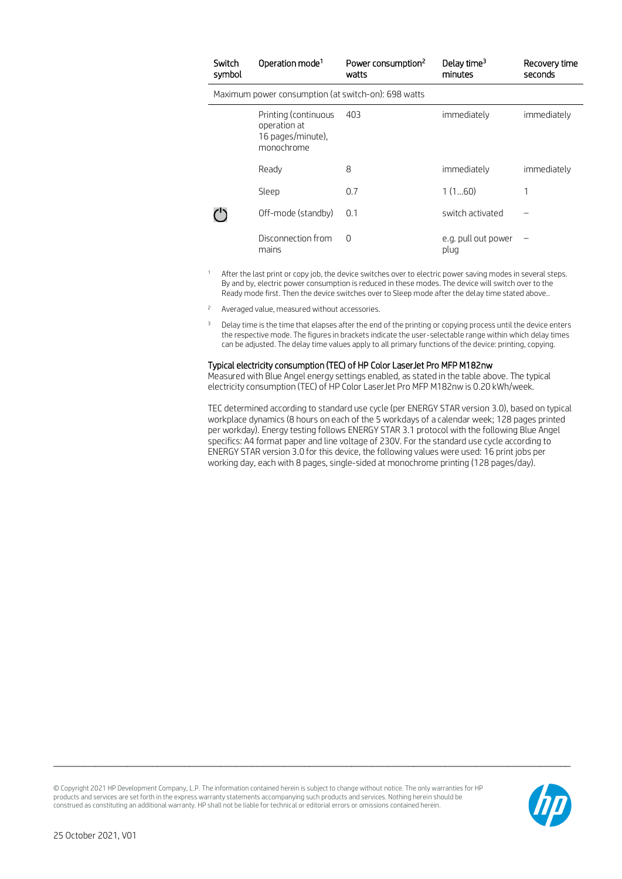| Switch symbol | Operation mode[1] | Power consumption[2] watts | Delay time[3] minutes | Recovery time seconds |
|---|---|---|---|---|
| Maximum power consumption (at switch-on): 698 watts | | | | |
| | Printing (continuous operation at 16 pages/minute), monochrome | 403 | immediately | immediately |
| | Ready | 8 | immediately | immediately |
| | Sleep | 0.7 | 1 (1…60) | 1 |
| ⏻ | Off-mode (standby) | 0.1 | switch activated | – |
| | Disconnection from mains | 0 | e.g. pull out power plug | – |

[1] After the last print or copy job, the device switches over to electric power saving modes in several steps. By and by, electric power consumption is reduced in these modes. The device will switch over to the Ready mode first. Then the device switches over to Sleep mode after the delay time stated above..

[2] Averaged value, measured without accessories.

[3] Delay time is the time that elapses after the end of the printing or copying process until the device enters the respective mode. The figures in brackets indicate the user-selectable range within which delay times can be adjusted. The delay time values apply to all primary functions of the device: printing, copying.

**Typical electricity consumption (TEC) of HP Color LaserJet Pro MFP M182nw**
Measured with Blue Angel energy settings enabled, as stated in the table above. The typical electricity consumption (TEC) of HP Color LaserJet Pro MFP M182nw is 0.20 kWh/week.

TEC determined according to standard use cycle (per ENERGY STAR version 3.0), based on typical workplace dynamics (8 hours on each of the 5 workdays of a calendar week; 128 pages printed per workday). Energy testing follows ENERGY STAR 3.1 protocol with the following Blue Angel specifics: A4 format paper and line voltage of 230V. For the standard use cycle according to ENERGY STAR version 3.0 for this device, the following values were used: 16 print jobs per working day, each with 8 pages, single-sided at monochrome printing (128 pages/day).

© Copyright 2021 HP Development Company, L.P. The information contained herein is subject to change without notice. The only warranties for HP products and services are set forth in the express warranty statements accompanying such products and services. Nothing herein should be construed as constituting an additional warranty. HP shall not be liable for technical or editorial errors or omissions contained herein.

25 October 2021, V01